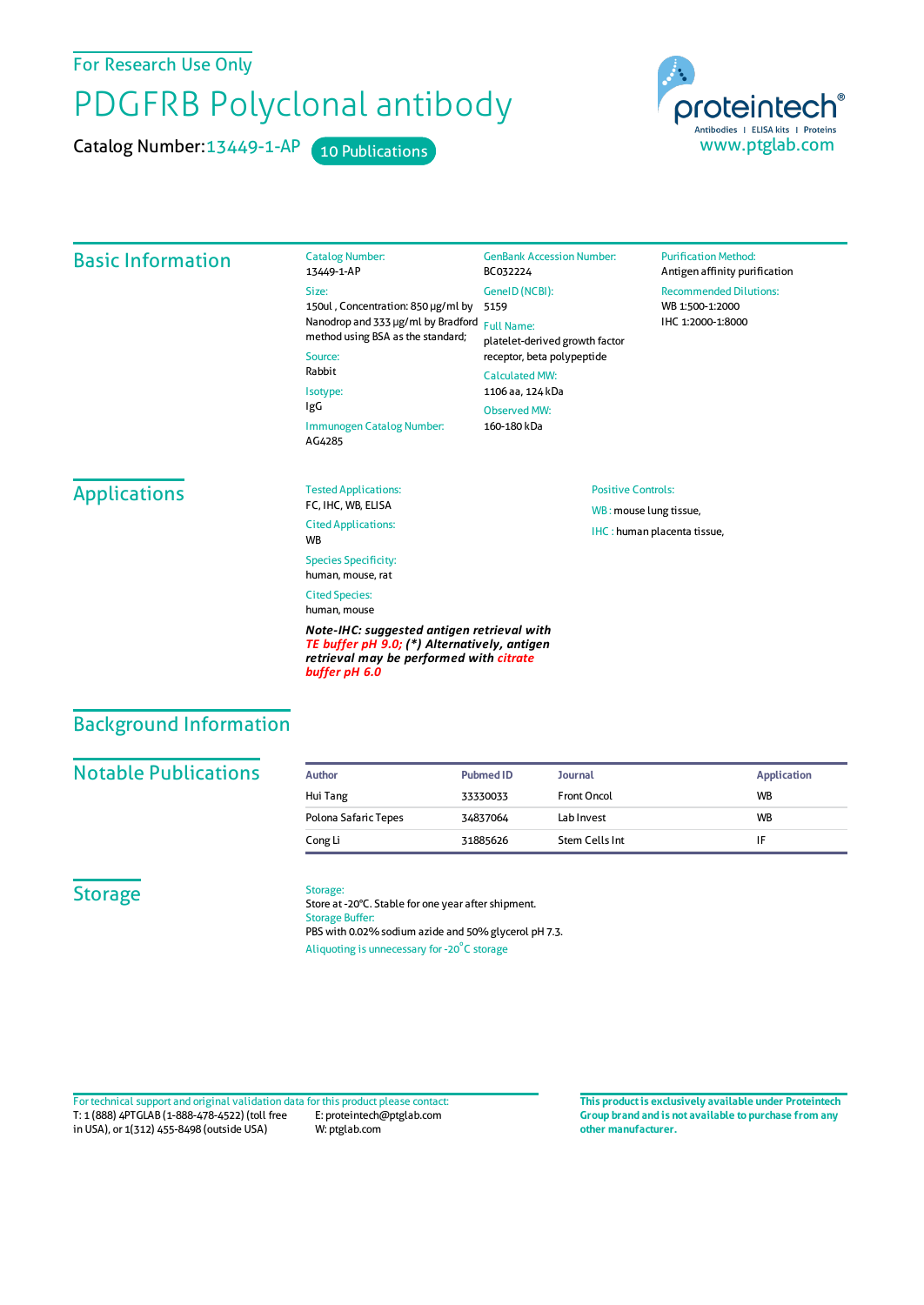For Research Use Only

# PDGFRB Polyclonal antibody

Catalog Number: 13449-1-AP    10 Publications

proteintech® Antibodies | ELISA kits | Proteins
www.ptglab.com

## Basic Information

Catalog Number:
13449-1-AP

Size:
150ul , Concentration: 850 μg/ml by Nanodrop and 333 μg/ml by Bradford method using BSA as the standard;

Source:
Rabbit

Isotype:
IgG

Immunogen Catalog Number:
AG4285

GenBank Accession Number:
BC032224

GeneID (NCBI):
5159

Full Name:
platelet-derived growth factor receptor, beta polypeptide

Calculated MW:
1106 aa, 124 kDa

Observed MW:
160-180 kDa

Purification Method:
Antigen affinity purification

Recommended Dilutions:
WB 1:500-1:2000
IHC 1:2000-1:8000

## Applications

Tested Applications:
FC, IHC, WB, ELISA

Cited Applications:
WB

Species Specificity:
human, mouse, rat

Cited Species:
human, mouse

***Note-IHC: suggested antigen retrieval with TE buffer pH 9.0; (*) Alternatively, antigen retrieval may be performed with citrate buffer pH 6.0***

Positive Controls:

WB : mouse lung tissue,

IHC : human placenta tissue,

## Background Information

## Notable Publications

| Author | Pubmed ID | Journal | Application |
|---|---|---|---|
| Hui Tang | 33330033 | Front Oncol | WB |
| Polona Safaric Tepes | 34837064 | Lab Invest | WB |
| Cong Li | 31885626 | Stem Cells Int | IF |

## Storage

Storage:
Store at -20°C. Stable for one year after shipment.

Storage Buffer:
PBS with 0.02% sodium azide and 50% glycerol pH 7.3.

Aliquoting is unnecessary for -20°C storage

For technical support and original validation data for this product please contact:
T: 1 (888) 4PTGLAB (1-888-478-4522) (toll free in USA), or 1(312) 455-8498 (outside USA)
E: proteintech@ptglab.com
W: ptglab.com

**This product is exclusively available under Proteintech Group brand and is not available to purchase from any other manufacturer.**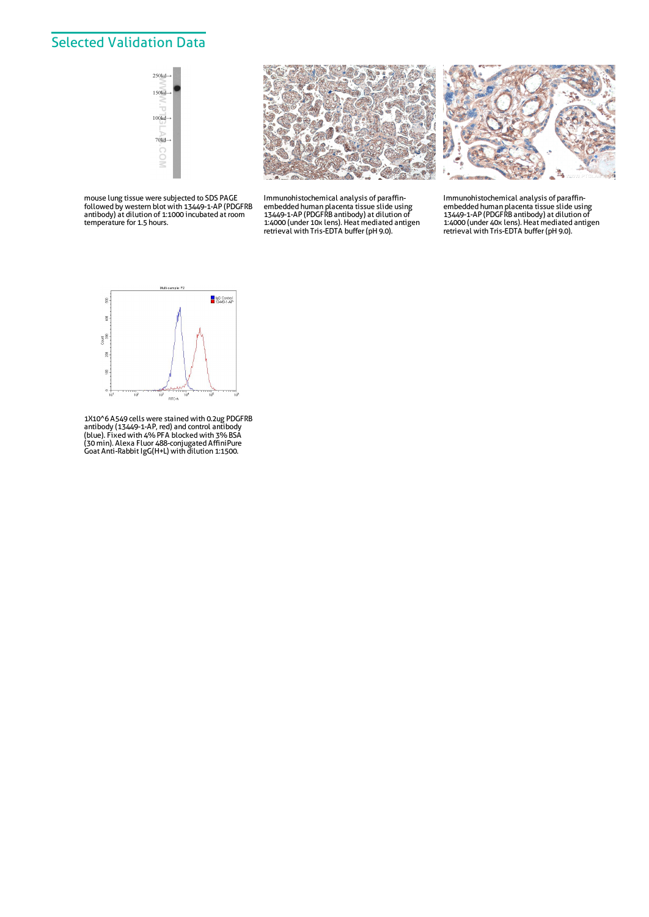## Selected Validation Data

250kd→
150kd→
100kd→
70kd→
WWW.PTGLA.COM

mouse lung tissue were subjected to SDS PAGE followed by western blot with 13449-1-AP (PDGFRB antibody) at dilution of 1:1000 incubated at room temperature for 1.5 hours.

Immunohistochemical analysis of paraffin-embedded human placenta tissue slide using 13449-1-AP (PDGFRB antibody) at dilution of 1:4000 (under 10x lens). Heat mediated antigen retrieval with Tris-EDTA buffer (pH 9.0).

Immunohistochemical analysis of paraffin-embedded human placenta tissue slide using 13449-1-AP (PDGFRB antibody) at dilution of 1:4000 (under 40x lens). Heat mediated antigen retrieval with Tris-EDTA buffer (pH 9.0).

Multi-sample: F2
IgG Control
13449-1-AP
Count
FITC-A

1X10^6 A549 cells were stained with 0.2ug PDGFRB antibody (13449-1-AP, red) and control antibody (blue). Fixed with 4% PFA blocked with 3% BSA (30 min). Alexa Fluor 488-conjugated AffiniPure Goat Anti-Rabbit IgG(H+L) with dilution 1:1500.